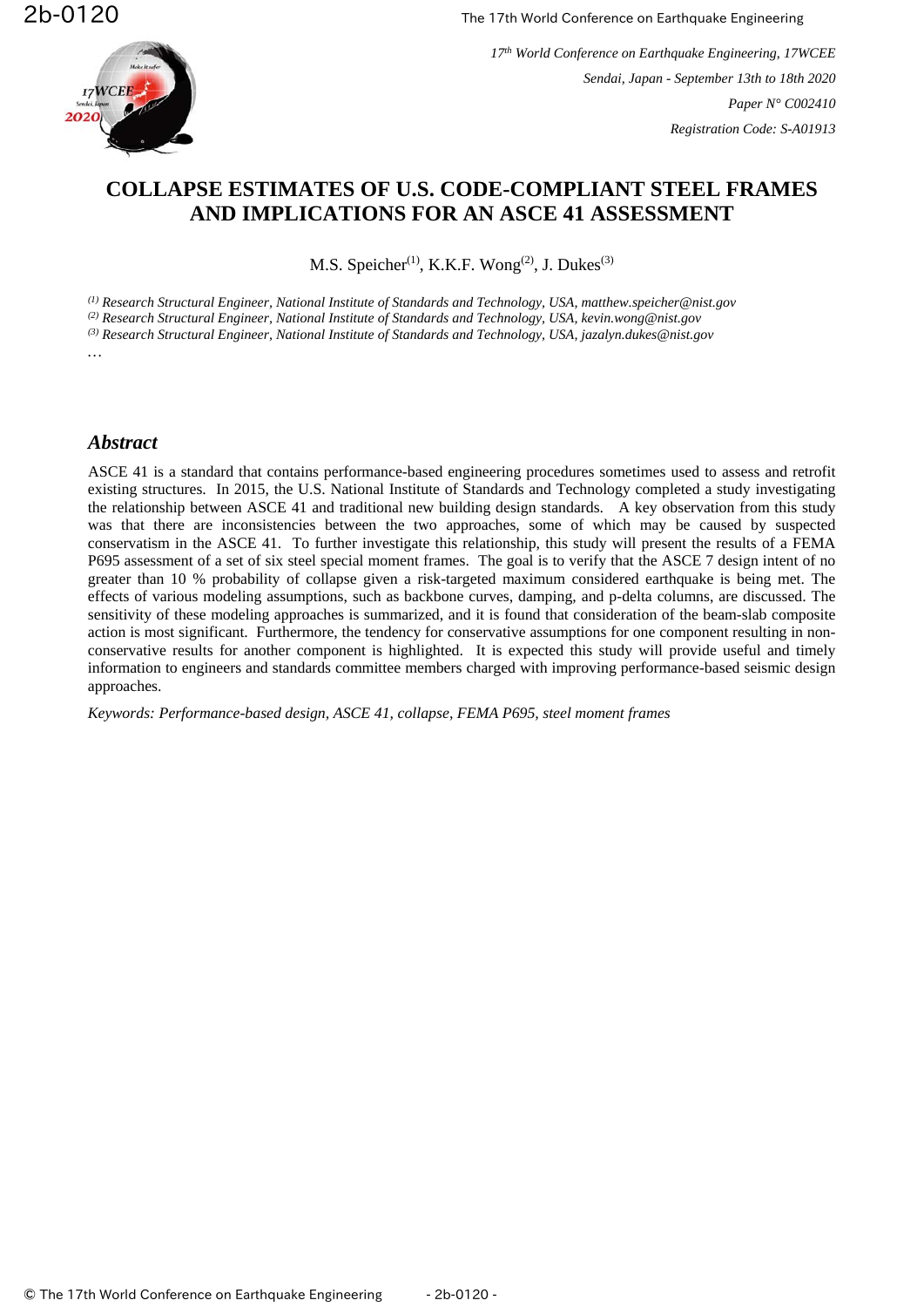# COLLAPSE ESTIMATES OF U.S. CODE-COMPLIANT STEEL FRAMES AND IMPLICATIONS FOR AN ASCE 41 ASSESSMENT

M.S. Speicher[(1)], K.K.F. Wong[(2)], J. Dukes[(3)]

*[(1)] Research Structural Engineer, National Institute of Standards and Technology, USA, matthew.speicher@nist.gov*
*[(2)] Research Structural Engineer, National Institute of Standards and Technology, USA, kevin.wong@nist.gov*
*[(3)] Research Structural Engineer, National Institute of Standards and Technology, USA, jazalyn.dukes@nist.gov*

…

## *Abstract*

ASCE 41 is a standard that contains performance-based engineering procedures sometimes used to assess and retrofit existing structures. In 2015, the U.S. National Institute of Standards and Technology completed a study investigating the relationship between ASCE 41 and traditional new building design standards. A key observation from this study was that there are inconsistencies between the two approaches, some of which may be caused by suspected conservatism in the ASCE 41. To further investigate this relationship, this study will present the results of a FEMA P695 assessment of a set of six steel special moment frames. The goal is to verify that the ASCE 7 design intent of no greater than 10 % probability of collapse given a risk-targeted maximum considered earthquake is being met. The effects of various modeling assumptions, such as backbone curves, damping, and p-delta columns, are discussed. The sensitivity of these modeling approaches is summarized, and it is found that consideration of the beam-slab composite action is most significant. Furthermore, the tendency for conservative assumptions for one component resulting in non-conservative results for another component is highlighted. It is expected this study will provide useful and timely information to engineers and standards committee members charged with improving performance-based seismic design approaches.

*Keywords: Performance-based design, ASCE 41, collapse, FEMA P695, steel moment frames*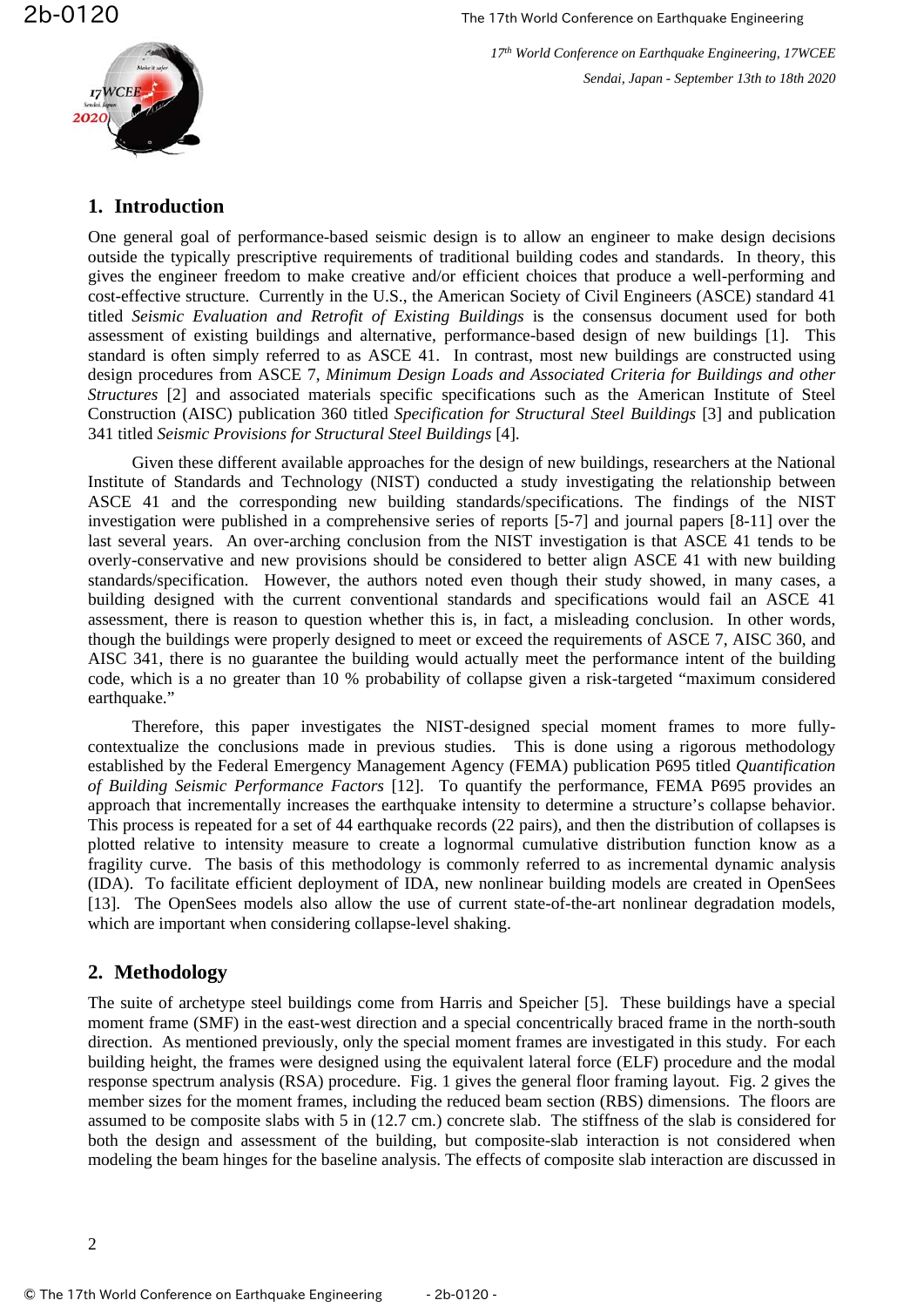## 1. Introduction

One general goal of performance-based seismic design is to allow an engineer to make design decisions outside the typically prescriptive requirements of traditional building codes and standards. In theory, this gives the engineer freedom to make creative and/or efficient choices that produce a well-performing and cost-effective structure. Currently in the U.S., the American Society of Civil Engineers (ASCE) standard 41 titled *Seismic Evaluation and Retrofit of Existing Buildings* is the consensus document used for both assessment of existing buildings and alternative, performance-based design of new buildings [1]. This standard is often simply referred to as ASCE 41. In contrast, most new buildings are constructed using design procedures from ASCE 7, *Minimum Design Loads and Associated Criteria for Buildings and other Structures* [2] and associated materials specific specifications such as the American Institute of Steel Construction (AISC) publication 360 titled *Specification for Structural Steel Buildings* [3] and publication 341 titled *Seismic Provisions for Structural Steel Buildings* [4].

Given these different available approaches for the design of new buildings, researchers at the National Institute of Standards and Technology (NIST) conducted a study investigating the relationship between ASCE 41 and the corresponding new building standards/specifications. The findings of the NIST investigation were published in a comprehensive series of reports [5-7] and journal papers [8-11] over the last several years. An over-arching conclusion from the NIST investigation is that ASCE 41 tends to be overly-conservative and new provisions should be considered to better align ASCE 41 with new building standards/specification. However, the authors noted even though their study showed, in many cases, a building designed with the current conventional standards and specifications would fail an ASCE 41 assessment, there is reason to question whether this is, in fact, a misleading conclusion. In other words, though the buildings were properly designed to meet or exceed the requirements of ASCE 7, AISC 360, and AISC 341, there is no guarantee the building would actually meet the performance intent of the building code, which is a no greater than 10 % probability of collapse given a risk-targeted "maximum considered earthquake."

Therefore, this paper investigates the NIST-designed special moment frames to more fully-contextualize the conclusions made in previous studies. This is done using a rigorous methodology established by the Federal Emergency Management Agency (FEMA) publication P695 titled *Quantification of Building Seismic Performance Factors* [12]. To quantify the performance, FEMA P695 provides an approach that incrementally increases the earthquake intensity to determine a structure's collapse behavior. This process is repeated for a set of 44 earthquake records (22 pairs), and then the distribution of collapses is plotted relative to intensity measure to create a lognormal cumulative distribution function know as a fragility curve. The basis of this methodology is commonly referred to as incremental dynamic analysis (IDA). To facilitate efficient deployment of IDA, new nonlinear building models are created in OpenSees [13]. The OpenSees models also allow the use of current state-of-the-art nonlinear degradation models, which are important when considering collapse-level shaking.

## 2. Methodology

The suite of archetype steel buildings come from Harris and Speicher [5]. These buildings have a special moment frame (SMF) in the east-west direction and a special concentrically braced frame in the north-south direction. As mentioned previously, only the special moment frames are investigated in this study. For each building height, the frames were designed using the equivalent lateral force (ELF) procedure and the modal response spectrum analysis (RSA) procedure. Fig. 1 gives the general floor framing layout. Fig. 2 gives the member sizes for the moment frames, including the reduced beam section (RBS) dimensions. The floors are assumed to be composite slabs with 5 in (12.7 cm.) concrete slab. The stiffness of the slab is considered for both the design and assessment of the building, but composite-slab interaction is not considered when modeling the beam hinges for the baseline analysis. The effects of composite slab interaction are discussed in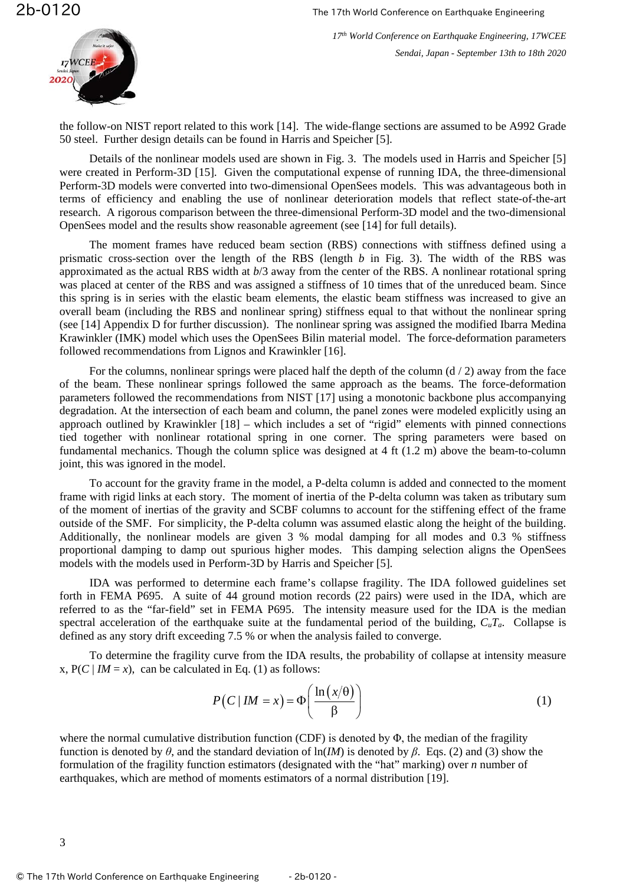the follow-on NIST report related to this work [14]. The wide-flange sections are assumed to be A992 Grade 50 steel. Further design details can be found in Harris and Speicher [5].

Details of the nonlinear models used are shown in Fig. 3. The models used in Harris and Speicher [5] were created in Perform-3D [15]. Given the computational expense of running IDA, the three-dimensional Perform-3D models were converted into two-dimensional OpenSees models. This was advantageous both in terms of efficiency and enabling the use of nonlinear deterioration models that reflect state-of-the-art research. A rigorous comparison between the three-dimensional Perform-3D model and the two-dimensional OpenSees model and the results show reasonable agreement (see [14] for full details).

The moment frames have reduced beam section (RBS) connections with stiffness defined using a prismatic cross-section over the length of the RBS (length $b$ in Fig. 3). The width of the RBS was approximated as the actual RBS width at $b/3$ away from the center of the RBS. A nonlinear rotational spring was placed at center of the RBS and was assigned a stiffness of 10 times that of the unreduced beam. Since this spring is in series with the elastic beam elements, the elastic beam stiffness was increased to give an overall beam (including the RBS and nonlinear spring) stiffness equal to that without the nonlinear spring (see [14] Appendix D for further discussion). The nonlinear spring was assigned the modified Ibarra Medina Krawinkler (IMK) model which uses the OpenSees Bilin material model. The force-deformation parameters followed recommendations from Lignos and Krawinkler [16].

For the columns, nonlinear springs were placed half the depth of the column (d / 2) away from the face of the beam. These nonlinear springs followed the same approach as the beams. The force-deformation parameters followed the recommendations from NIST [17] using a monotonic backbone plus accompanying degradation. At the intersection of each beam and column, the panel zones were modeled explicitly using an approach outlined by Krawinkler [18] – which includes a set of "rigid" elements with pinned connections tied together with nonlinear rotational spring in one corner. The spring parameters were based on fundamental mechanics. Though the column splice was designed at 4 ft (1.2 m) above the beam-to-column joint, this was ignored in the model.

To account for the gravity frame in the model, a P-delta column is added and connected to the moment frame with rigid links at each story. The moment of inertia of the P-delta column was taken as tributary sum of the moment of inertias of the gravity and SCBF columns to account for the stiffening effect of the frame outside of the SMF. For simplicity, the P-delta column was assumed elastic along the height of the building. Additionally, the nonlinear models are given 3 % modal damping for all modes and 0.3 % stiffness proportional damping to damp out spurious higher modes. This damping selection aligns the OpenSees models with the models used in Perform-3D by Harris and Speicher [5].

IDA was performed to determine each frame's collapse fragility. The IDA followed guidelines set forth in FEMA P695. A suite of 44 ground motion records (22 pairs) were used in the IDA, which are referred to as the "far-field" set in FEMA P695. The intensity measure used for the IDA is the median spectral acceleration of the earthquake suite at the fundamental period of the building, $C_uT_a$. Collapse is defined as any story drift exceeding 7.5 % or when the analysis failed to converge.

To determine the fragility curve from the IDA results, the probability of collapse at intensity measure x, $P(C \mid IM = x)$, can be calculated in Eq. (1) as follows:

$$P\left(C \mid IM = x\right) = \Phi\left(\frac{\ln\left(x/\theta\right)}{\beta}\right) \tag{1}$$

where the normal cumulative distribution function (CDF) is denoted by $\Phi$, the median of the fragility function is denoted by $\theta$, and the standard deviation of $\ln(IM)$ is denoted by $\beta$. Eqs. (2) and (3) show the formulation of the fragility function estimators (designated with the "hat" marking) over $n$ number of earthquakes, which are method of moments estimators of a normal distribution [19].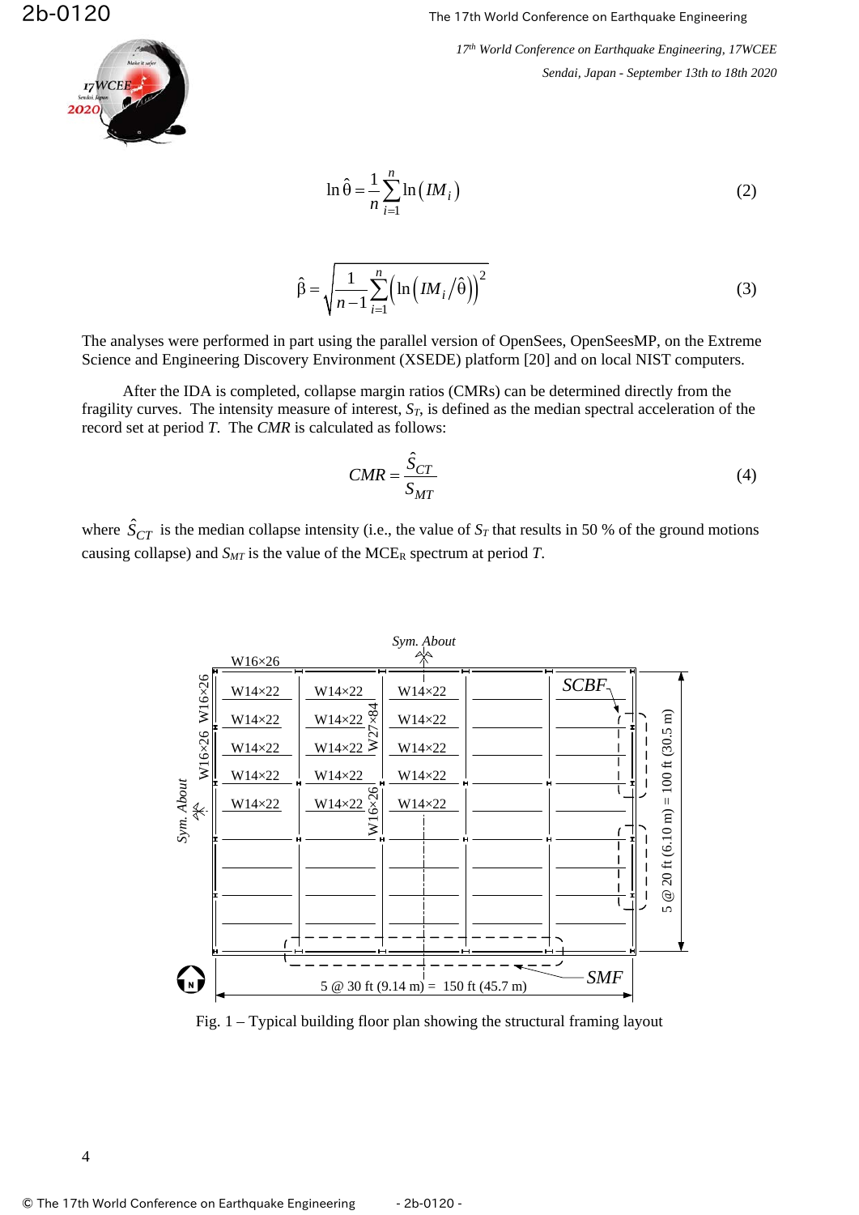$$\ln \hat{\theta} = \frac{1}{n} \sum_{i=1}^{n} \ln \left( IM_i \right) \tag{2}$$

$$\hat{\beta} = \sqrt{\frac{1}{n-1} \sum_{i=1}^{n} \left( \ln \left( IM_i / \hat{\theta} \right) \right)^2} \tag{3}$$

The analyses were performed in part using the parallel version of OpenSees, OpenSeesMP, on the Extreme Science and Engineering Discovery Environment (XSEDE) platform [20] and on local NIST computers.

After the IDA is completed, collapse margin ratios (CMRs) can be determined directly from the fragility curves. The intensity measure of interest, $S_T$, is defined as the median spectral acceleration of the record set at period $T$. The $CMR$ is calculated as follows:

$$CMR = \frac{\hat{S}_{CT}}{S_{MT}} \tag{4}$$

where $\hat{S}_{CT}$ is the median collapse intensity (i.e., the value of $S_T$ that results in 50 % of the ground motions causing collapse) and $S_{MT}$ is the value of the $MCE_R$ spectrum at period $T$.

Fig. 1 – Typical building floor plan showing the structural framing layout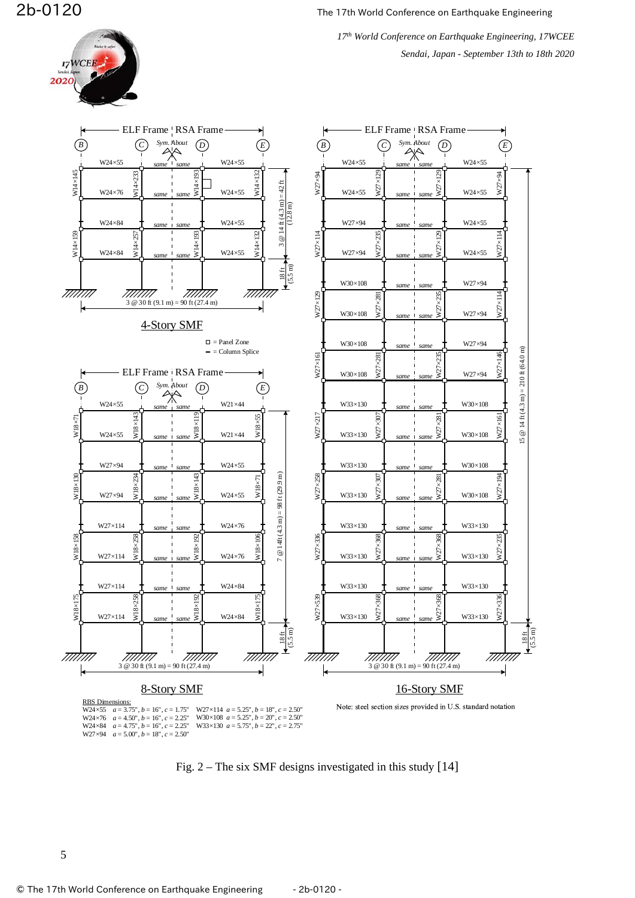Fig. 2 – The six SMF designs investigated in this study [14]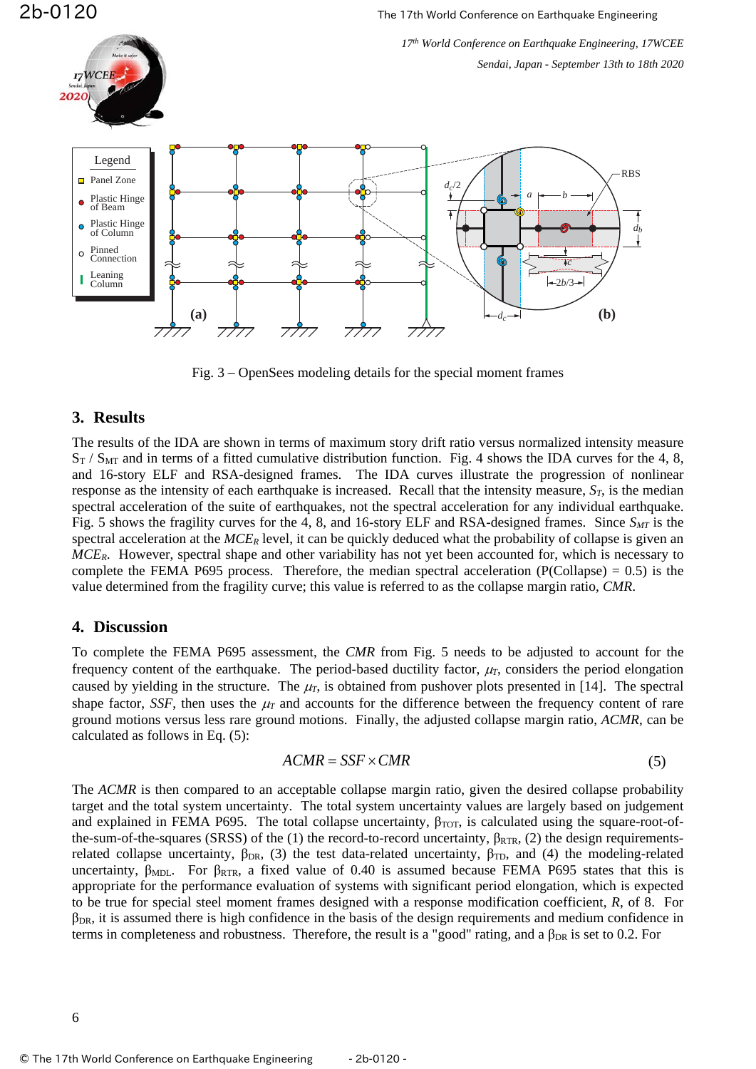Fig. 3 – OpenSees modeling details for the special moment frames

## 3. Results

The results of the IDA are shown in terms of maximum story drift ratio versus normalized intensity measure $S_T$ / $S_{MT}$ and in terms of a fitted cumulative distribution function. Fig. 4 shows the IDA curves for the 4, 8, and 16-story ELF and RSA-designed frames. The IDA curves illustrate the progression of nonlinear response as the intensity of each earthquake is increased. Recall that the intensity measure, $S_T$, is the median spectral acceleration of the suite of earthquakes, not the spectral acceleration for any individual earthquake. Fig. 5 shows the fragility curves for the 4, 8, and 16-story ELF and RSA-designed frames. Since $S_{MT}$ is the spectral acceleration at the $MCE_R$ level, it can be quickly deduced what the probability of collapse is given an $MCE_R$. However, spectral shape and other variability has not yet been accounted for, which is necessary to complete the FEMA P695 process. Therefore, the median spectral acceleration (P(Collapse) = 0.5) is the value determined from the fragility curve; this value is referred to as the collapse margin ratio, *CMR*.

## 4. Discussion

To complete the FEMA P695 assessment, the *CMR* from Fig. 5 needs to be adjusted to account for the frequency content of the earthquake. The period-based ductility factor, $\mu_T$, considers the period elongation caused by yielding in the structure. The $\mu_T$, is obtained from pushover plots presented in [14]. The spectral shape factor, *SSF*, then uses the $\mu_T$ and accounts for the difference between the frequency content of rare ground motions versus less rare ground motions. Finally, the adjusted collapse margin ratio, *ACMR*, can be calculated as follows in Eq. (5):

$$ACMR = SSF \times CMR \tag{5}$$

The *ACMR* is then compared to an acceptable collapse margin ratio, given the desired collapse probability target and the total system uncertainty. The total system uncertainty values are largely based on judgement and explained in FEMA P695. The total collapse uncertainty, $\beta_{TOT}$, is calculated using the square-root-of-the-sum-of-the-squares (SRSS) of the (1) the record-to-record uncertainty, $\beta_{RTR}$, (2) the design requirements-related collapse uncertainty, $\beta_{DR}$, (3) the test data-related uncertainty, $\beta_{TD}$, and (4) the modeling-related uncertainty, $\beta_{MDL}$. For $\beta_{RTR}$, a fixed value of 0.40 is assumed because FEMA P695 states that this is appropriate for the performance evaluation of systems with significant period elongation, which is expected to be true for special steel moment frames designed with a response modification coefficient, *R*, of 8. For $\beta_{DR}$, it is assumed there is high confidence in the basis of the design requirements and medium confidence in terms in completeness and robustness. Therefore, the result is a "good" rating, and a $\beta_{DR}$ is set to 0.2. For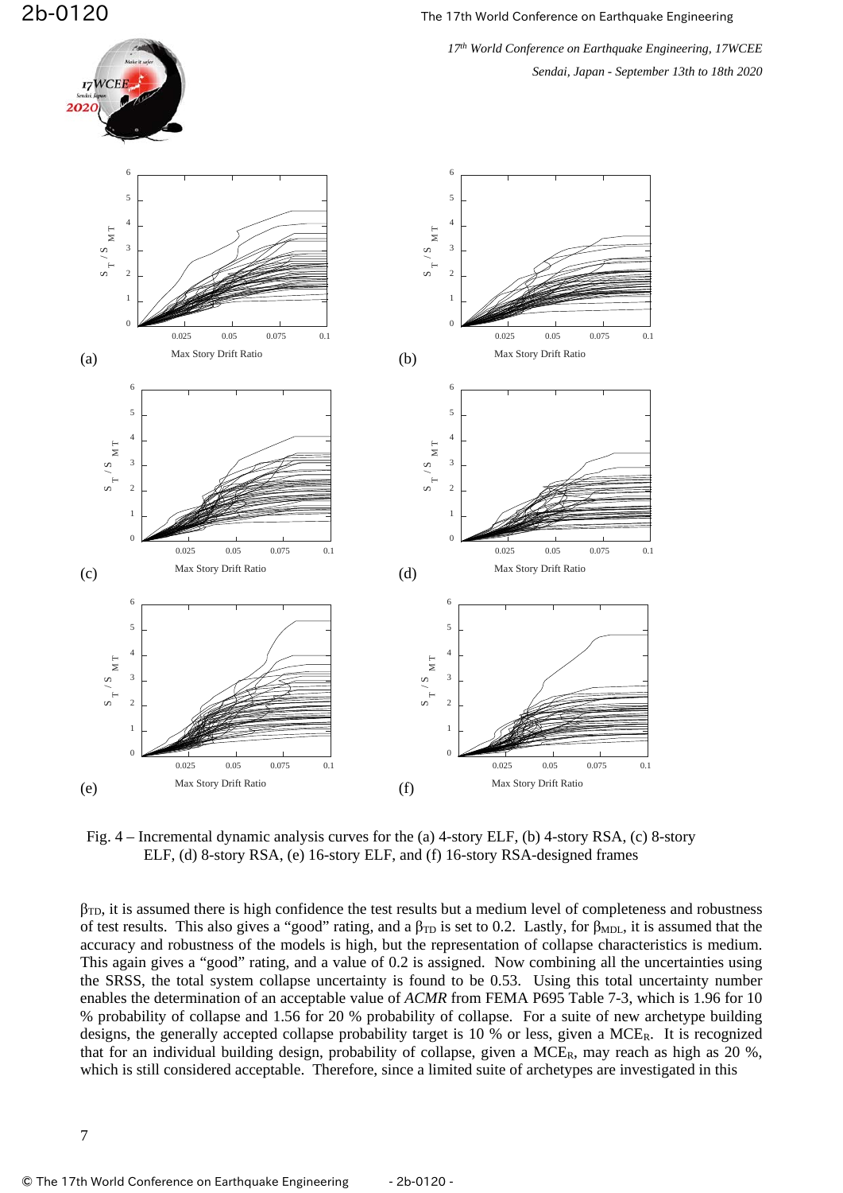Fig. 4 – Incremental dynamic analysis curves for the (a) 4-story ELF, (b) 4-story RSA, (c) 8-story ELF, (d) 8-story RSA, (e) 16-story ELF, and (f) 16-story RSA-designed frames

$\beta_{TD}$, it is assumed there is high confidence the test results but a medium level of completeness and robustness of test results. This also gives a "good" rating, and a $\beta_{TD}$ is set to 0.2. Lastly, for $\beta_{MDL}$, it is assumed that the accuracy and robustness of the models is high, but the representation of collapse characteristics is medium. This again gives a "good" rating, and a value of 0.2 is assigned. Now combining all the uncertainties using the SRSS, the total system collapse uncertainty is found to be 0.53. Using this total uncertainty number enables the determination of an acceptable value of *ACMR* from FEMA P695 Table 7-3, which is 1.96 for 10 % probability of collapse and 1.56 for 20 % probability of collapse. For a suite of new archetype building designs, the generally accepted collapse probability target is 10 % or less, given a $MCE_R$. It is recognized that for an individual building design, probability of collapse, given a $MCE_R$, may reach as high as 20 %, which is still considered acceptable. Therefore, since a limited suite of archetypes are investigated in this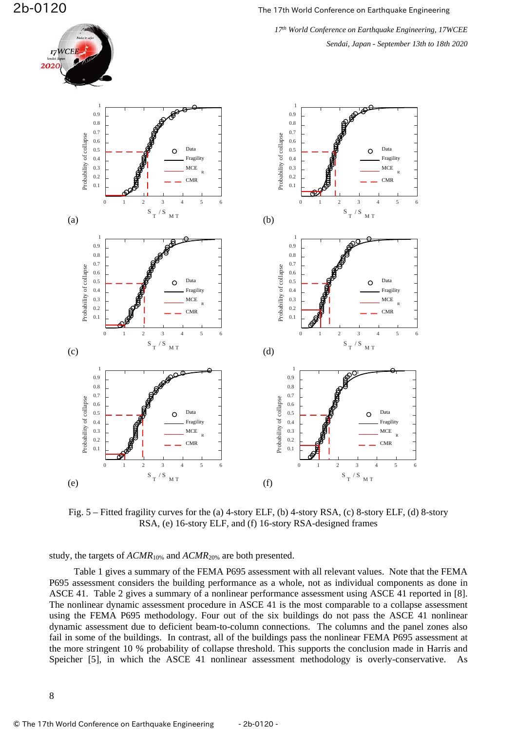Fig. 5 – Fitted fragility curves for the (a) 4-story ELF, (b) 4-story RSA, (c) 8-story ELF, (d) 8-story RSA, (e) 16-story ELF, and (f) 16-story RSA-designed frames

study, the targets of $ACMR_{10\%}$ and $ACMR_{20\%}$ are both presented.

Table 1 gives a summary of the FEMA P695 assessment with all relevant values. Note that the FEMA P695 assessment considers the building performance as a whole, not as individual components as done in ASCE 41. Table 2 gives a summary of a nonlinear performance assessment using ASCE 41 reported in [8]. The nonlinear dynamic assessment procedure in ASCE 41 is the most comparable to a collapse assessment using the FEMA P695 methodology. Four out of the six buildings do not pass the ASCE 41 nonlinear dynamic assessment due to deficient beam-to-column connections. The columns and the panel zones also fail in some of the buildings. In contrast, all of the buildings pass the nonlinear FEMA P695 assessment at the more stringent 10 % probability of collapse threshold. This supports the conclusion made in Harris and Speicher [5], in which the ASCE 41 nonlinear assessment methodology is overly-conservative. As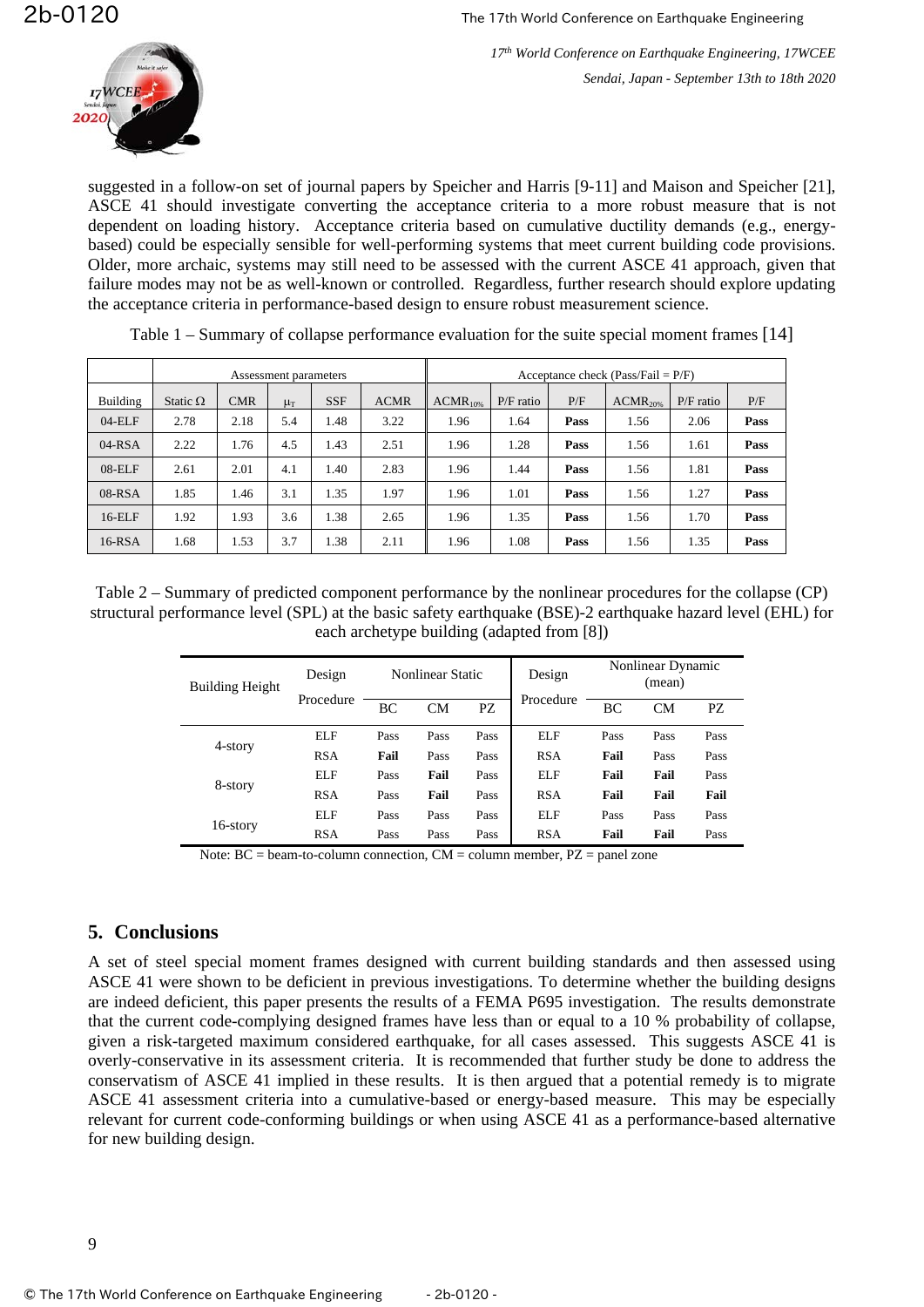suggested in a follow-on set of journal papers by Speicher and Harris [9-11] and Maison and Speicher [21], ASCE 41 should investigate converting the acceptance criteria to a more robust measure that is not dependent on loading history. Acceptance criteria based on cumulative ductility demands (e.g., energy-based) could be especially sensible for well-performing systems that meet current building code provisions. Older, more archaic, systems may still need to be assessed with the current ASCE 41 approach, given that failure modes may not be as well-known or controlled. Regardless, further research should explore updating the acceptance criteria in performance-based design to ensure robust measurement science.

Table 1 – Summary of collapse performance evaluation for the suite special moment frames [14]

| | Assessment parameters | | | | | Acceptance check (Pass/Fail = P/F) | | | | | |
|---|---|---|---|---|---|---|---|---|---|---|---|
| Building | Static Ω | CMR | $\mu_T$ | SSF | ACMR | $ACMR_{10\%}$ | P/F ratio | P/F | $ACMR_{20\%}$ | P/F ratio | P/F |
| 04-ELF | 2.78 | 2.18 | 5.4 | 1.48 | 3.22 | 1.96 | 1.64 | **Pass** | 1.56 | 2.06 | **Pass** |
| 04-RSA | 2.22 | 1.76 | 4.5 | 1.43 | 2.51 | 1.96 | 1.28 | **Pass** | 1.56 | 1.61 | **Pass** |
| 08-ELF | 2.61 | 2.01 | 4.1 | 1.40 | 2.83 | 1.96 | 1.44 | **Pass** | 1.56 | 1.81 | **Pass** |
| 08-RSA | 1.85 | 1.46 | 3.1 | 1.35 | 1.97 | 1.96 | 1.01 | **Pass** | 1.56 | 1.27 | **Pass** |
| 16-ELF | 1.92 | 1.93 | 3.6 | 1.38 | 2.65 | 1.96 | 1.35 | **Pass** | 1.56 | 1.70 | **Pass** |
| 16-RSA | 1.68 | 1.53 | 3.7 | 1.38 | 2.11 | 1.96 | 1.08 | **Pass** | 1.56 | 1.35 | **Pass** |

Table 2 – Summary of predicted component performance by the nonlinear procedures for the collapse (CP) structural performance level (SPL) at the basic safety earthquake (BSE)-2 earthquake hazard level (EHL) for each archetype building (adapted from [8])

| Building Height | Design Procedure | Nonlinear Static | | | Design Procedure | Nonlinear Dynamic (mean) | | |
|---|---|---|---|---|---|---|---|---|
| | | BC | CM | PZ | | BC | CM | PZ |
| 4-story | ELF | Pass | Pass | Pass | ELF | Pass | Pass | Pass |
| | RSA | **Fail** | Pass | Pass | RSA | **Fail** | Pass | Pass |
| 8-story | ELF | Pass | **Fail** | Pass | ELF | **Fail** | **Fail** | Pass |
| | RSA | Pass | **Fail** | Pass | RSA | **Fail** | **Fail** | **Fail** |
| 16-story | ELF | Pass | Pass | Pass | ELF | Pass | Pass | Pass |
| | RSA | Pass | Pass | Pass | RSA | **Fail** | **Fail** | Pass |

Note: BC = beam-to-column connection, CM = column member, PZ = panel zone

## 5. Conclusions

A set of steel special moment frames designed with current building standards and then assessed using ASCE 41 were shown to be deficient in previous investigations. To determine whether the building designs are indeed deficient, this paper presents the results of a FEMA P695 investigation. The results demonstrate that the current code-complying designed frames have less than or equal to a 10 % probability of collapse, given a risk-targeted maximum considered earthquake, for all cases assessed. This suggests ASCE 41 is overly-conservative in its assessment criteria. It is recommended that further study be done to address the conservatism of ASCE 41 implied in these results. It is then argued that a potential remedy is to migrate ASCE 41 assessment criteria into a cumulative-based or energy-based measure. This may be especially relevant for current code-conforming buildings or when using ASCE 41 as a performance-based alternative for new building design.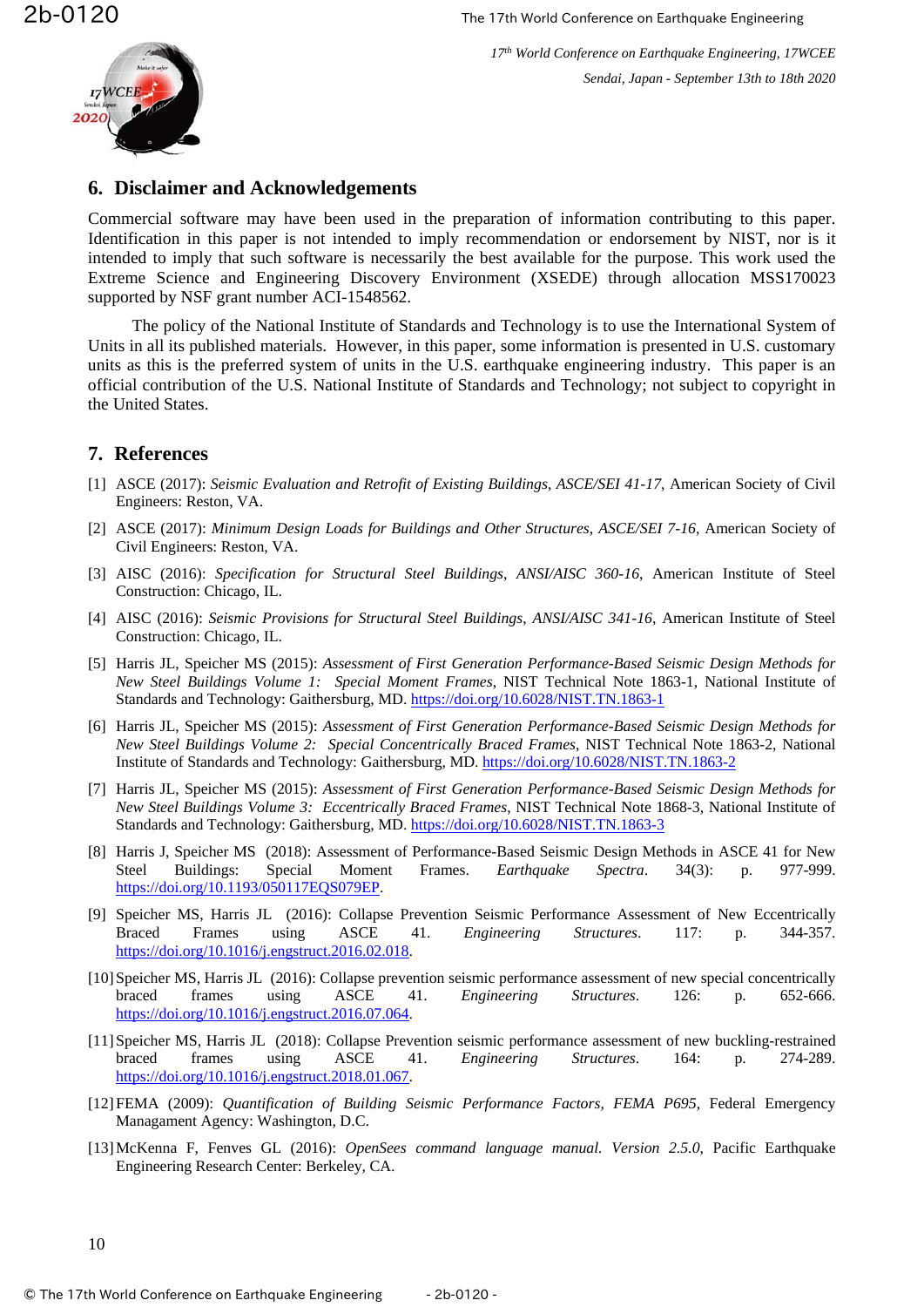## 6. Disclaimer and Acknowledgements

Commercial software may have been used in the preparation of information contributing to this paper. Identification in this paper is not intended to imply recommendation or endorsement by NIST, nor is it intended to imply that such software is necessarily the best available for the purpose. This work used the Extreme Science and Engineering Discovery Environment (XSEDE) through allocation MSS170023 supported by NSF grant number ACI-1548562.

The policy of the National Institute of Standards and Technology is to use the International System of Units in all its published materials. However, in this paper, some information is presented in U.S. customary units as this is the preferred system of units in the U.S. earthquake engineering industry. This paper is an official contribution of the U.S. National Institute of Standards and Technology; not subject to copyright in the United States.

## 7. References

[1] ASCE (2017): *Seismic Evaluation and Retrofit of Existing Buildings, ASCE/SEI 41-17*, American Society of Civil Engineers: Reston, VA.

[2] ASCE (2017): *Minimum Design Loads for Buildings and Other Structures, ASCE/SEI 7-16*, American Society of Civil Engineers: Reston, VA.

[3] AISC (2016): *Specification for Structural Steel Buildings, ANSI/AISC 360-16*, American Institute of Steel Construction: Chicago, IL.

[4] AISC (2016): *Seismic Provisions for Structural Steel Buildings, ANSI/AISC 341-16*, American Institute of Steel Construction: Chicago, IL.

[5] Harris JL, Speicher MS (2015): *Assessment of First Generation Performance-Based Seismic Design Methods for New Steel Buildings Volume 1: Special Moment Frames*, NIST Technical Note 1863-1, National Institute of Standards and Technology: Gaithersburg, MD. https://doi.org/10.6028/NIST.TN.1863-1

[6] Harris JL, Speicher MS (2015): *Assessment of First Generation Performance-Based Seismic Design Methods for New Steel Buildings Volume 2: Special Concentrically Braced Frames*, NIST Technical Note 1863-2, National Institute of Standards and Technology: Gaithersburg, MD. https://doi.org/10.6028/NIST.TN.1863-2

[7] Harris JL, Speicher MS (2015): *Assessment of First Generation Performance-Based Seismic Design Methods for New Steel Buildings Volume 3: Eccentrically Braced Frames*, NIST Technical Note 1868-3, National Institute of Standards and Technology: Gaithersburg, MD. https://doi.org/10.6028/NIST.TN.1863-3

[8] Harris J, Speicher MS (2018): Assessment of Performance-Based Seismic Design Methods in ASCE 41 for New Steel Buildings: Special Moment Frames. *Earthquake Spectra*. 34(3): p. 977-999. https://doi.org/10.1193/050117EQS079EP.

[9] Speicher MS, Harris JL (2016): Collapse Prevention Seismic Performance Assessment of New Eccentrically Braced Frames using ASCE 41. *Engineering Structures*. 117: p. 344-357. https://doi.org/10.1016/j.engstruct.2016.02.018.

[10] Speicher MS, Harris JL (2016): Collapse prevention seismic performance assessment of new special concentrically braced frames using ASCE 41. *Engineering Structures*. 126: p. 652-666. https://doi.org/10.1016/j.engstruct.2016.07.064.

[11] Speicher MS, Harris JL (2018): Collapse Prevention seismic performance assessment of new buckling-restrained braced frames using ASCE 41. *Engineering Structures*. 164: p. 274-289. https://doi.org/10.1016/j.engstruct.2018.01.067.

[12] FEMA (2009): *Quantification of Building Seismic Performance Factors, FEMA P695*, Federal Emergency Managament Agency: Washington, D.C.

[13] McKenna F, Fenves GL (2016): *OpenSees command language manual. Version 2.5.0*, Pacific Earthquake Engineering Research Center: Berkeley, CA.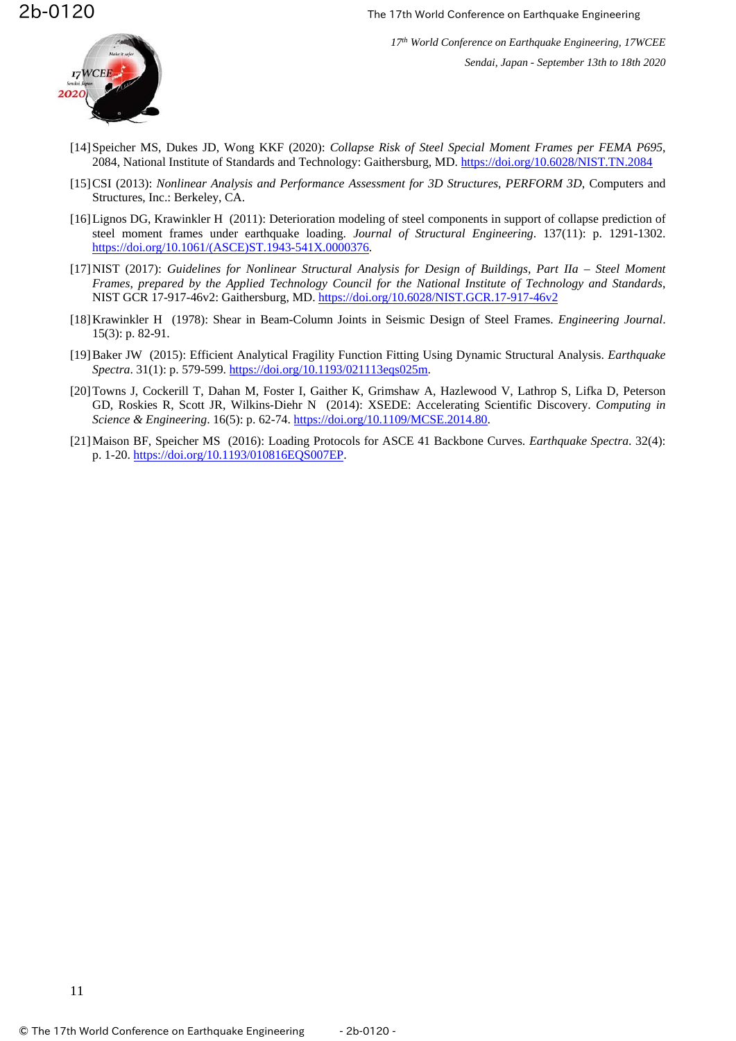[14] Speicher MS, Dukes JD, Wong KKF (2020): *Collapse Risk of Steel Special Moment Frames per FEMA P695*, 2084, National Institute of Standards and Technology: Gaithersburg, MD. https://doi.org/10.6028/NIST.TN.2084

[15] CSI (2013): *Nonlinear Analysis and Performance Assessment for 3D Structures, PERFORM 3D*, Computers and Structures, Inc.: Berkeley, CA.

[16] Lignos DG, Krawinkler H (2011): Deterioration modeling of steel components in support of collapse prediction of steel moment frames under earthquake loading. *Journal of Structural Engineering*. 137(11): p. 1291-1302. https://doi.org/10.1061/(ASCE)ST.1943-541X.0000376.

[17] NIST (2017): *Guidelines for Nonlinear Structural Analysis for Design of Buildings, Part IIa – Steel Moment Frames, prepared by the Applied Technology Council for the National Institute of Technology and Standards*, NIST GCR 17-917-46v2: Gaithersburg, MD. https://doi.org/10.6028/NIST.GCR.17-917-46v2

[18] Krawinkler H (1978): Shear in Beam-Column Joints in Seismic Design of Steel Frames. *Engineering Journal*. 15(3): p. 82-91.

[19] Baker JW (2015): Efficient Analytical Fragility Function Fitting Using Dynamic Structural Analysis. *Earthquake Spectra*. 31(1): p. 579-599. https://doi.org/10.1193/021113eqs025m.

[20] Towns J, Cockerill T, Dahan M, Foster I, Gaither K, Grimshaw A, Hazlewood V, Lathrop S, Lifka D, Peterson GD, Roskies R, Scott JR, Wilkins-Diehr N (2014): XSEDE: Accelerating Scientific Discovery. *Computing in Science & Engineering*. 16(5): p. 62-74. https://doi.org/10.1109/MCSE.2014.80.

[21] Maison BF, Speicher MS (2016): Loading Protocols for ASCE 41 Backbone Curves. *Earthquake Spectra*. 32(4): p. 1-20. https://doi.org/10.1193/010816EQS007EP.